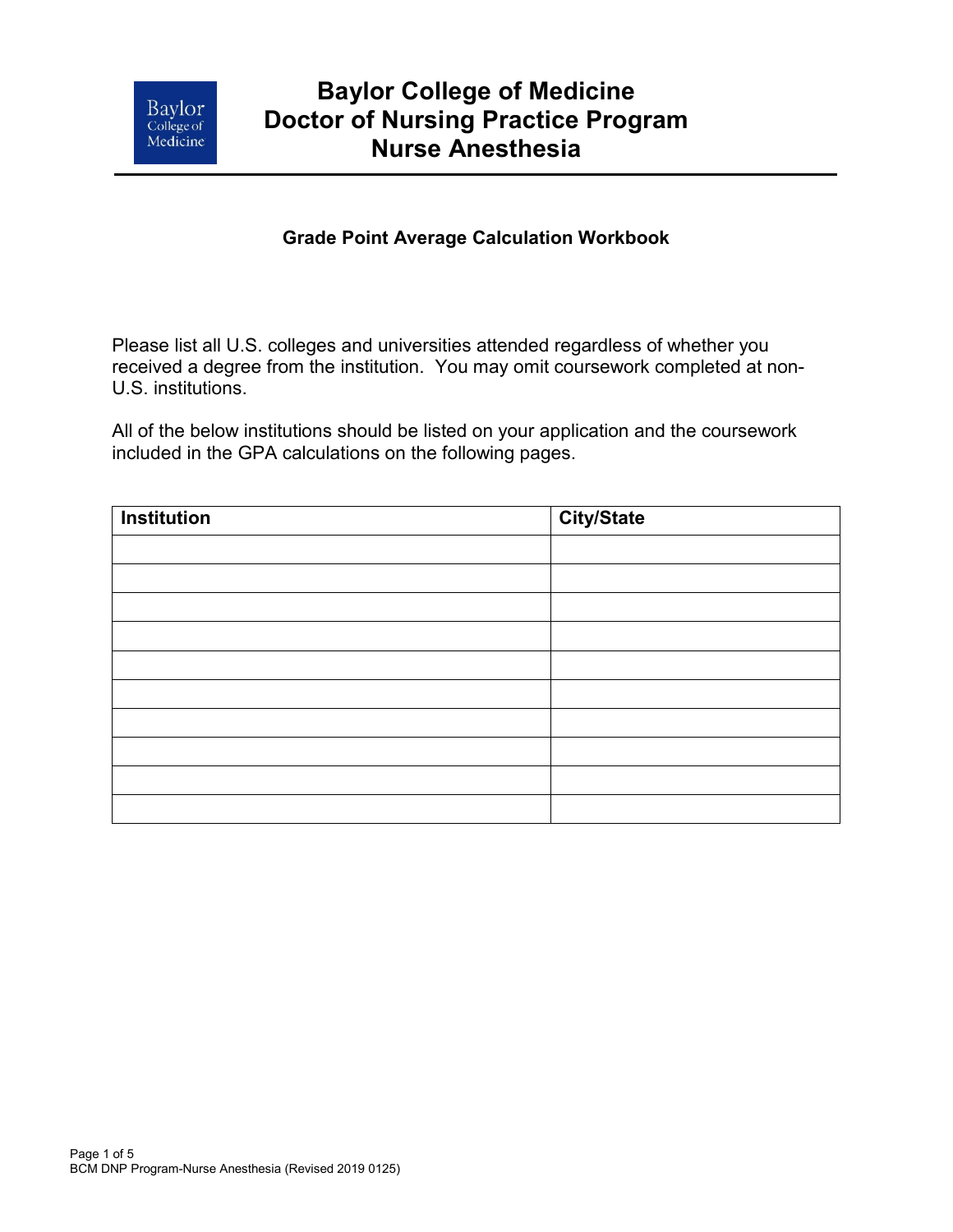# Baylor College of Medicine
# Doctor of Nursing Practice Program
# Nurse Anesthesia

**Grade Point Average Calculation Workbook**

Please list all U.S. colleges and universities attended regardless of whether you received a degree from the institution. You may omit coursework completed at non-U.S. institutions.

All of the below institutions should be listed on your application and the coursework included in the GPA calculations on the following pages.

| Institution | City/State |
| --- | --- |
| | |
| | |
| | |
| | |
| | |
| | |
| | |
| | |
| | |
| | |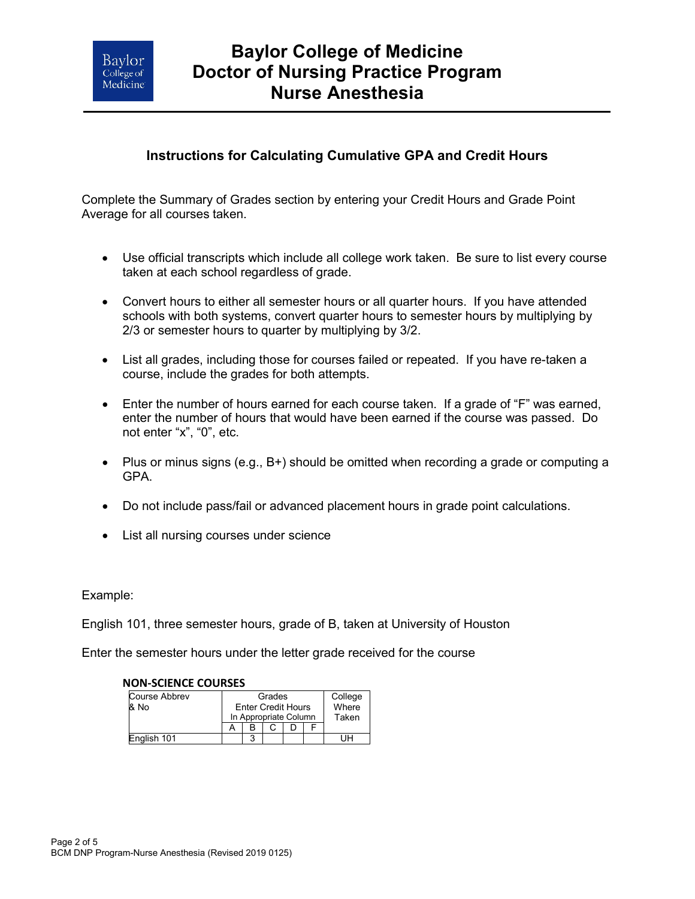# Baylor College of Medicine
# Doctor of Nursing Practice Program
# Nurse Anesthesia

## Instructions for Calculating Cumulative GPA and Credit Hours

Complete the Summary of Grades section by entering your Credit Hours and Grade Point Average for all courses taken.

- Use official transcripts which include all college work taken. Be sure to list every course taken at each school regardless of grade.
- Convert hours to either all semester hours or all quarter hours. If you have attended schools with both systems, convert quarter hours to semester hours by multiplying by 2/3 or semester hours to quarter by multiplying by 3/2.
- List all grades, including those for courses failed or repeated. If you have re-taken a course, include the grades for both attempts.
- Enter the number of hours earned for each course taken. If a grade of "F" was earned, enter the number of hours that would have been earned if the course was passed. Do not enter "x", "0", etc.
- Plus or minus signs (e.g., B+) should be omitted when recording a grade or computing a GPA.
- Do not include pass/fail or advanced placement hours in grade point calculations.
- List all nursing courses under science

Example:

English 101, three semester hours, grade of B, taken at University of Houston

Enter the semester hours under the letter grade received for the course

**NON-SCIENCE COURSES**

| Course Abbrev & No | Grades Enter Credit Hours In Appropriate Column | | | | | College Where Taken |
|---|---|---|---|---|---|---|
| | A | B | C | D | F | |
| English 101 | | 3 | | | | UH |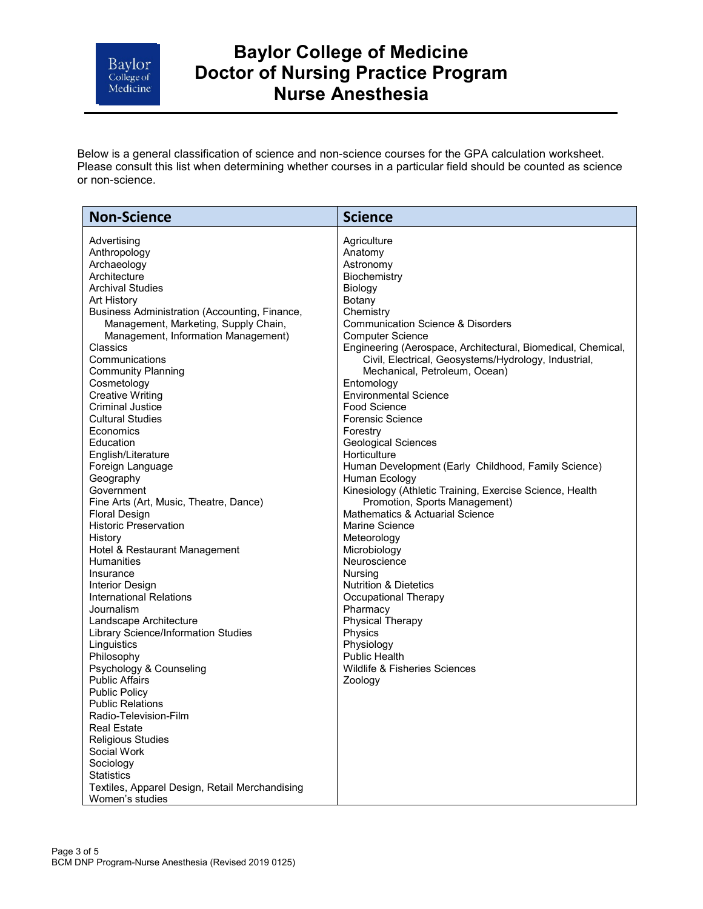# Baylor College of Medicine
# Doctor of Nursing Practice Program
# Nurse Anesthesia

Below is a general classification of science and non-science courses for the GPA calculation worksheet. Please consult this list when determining whether courses in a particular field should be counted as science or non-science.

| Non-Science | Science |
|---|---|
| Advertising | Agriculture |
| Anthropology | Anatomy |
| Archaeology | Astronomy |
| Architecture | Biochemistry |
| Archival Studies | Biology |
| Art History | Botany |
| Business Administration (Accounting, Finance, Management, Marketing, Supply Chain, Management, Information Management) | Chemistry |
| Classics | Communication Science & Disorders |
| Communications | Computer Science |
| Community Planning | Engineering (Aerospace, Architectural, Biomedical, Chemical, Civil, Electrical, Geosystems/Hydrology, Industrial, Mechanical, Petroleum, Ocean) |
| Cosmetology | Entomology |
| Creative Writing | Environmental Science |
| Criminal Justice | Food Science |
| Cultural Studies | Forensic Science |
| Economics | Forestry |
| Education | Geological Sciences |
| English/Literature | Horticulture |
| Foreign Language | Human Development (Early Childhood, Family Science) |
| Geography | Human Ecology |
| Government | Kinesiology (Athletic Training, Exercise Science, Health Promotion, Sports Management) |
| Fine Arts (Art, Music, Theatre, Dance) | Mathematics & Actuarial Science |
| Floral Design | Marine Science |
| Historic Preservation | Meteorology |
| History | Microbiology |
| Hotel & Restaurant Management | Neuroscience |
| Humanities | Nursing |
| Insurance | Nutrition & Dietetics |
| Interior Design | Occupational Therapy |
| International Relations | Pharmacy |
| Journalism | Physical Therapy |
| Landscape Architecture | Physics |
| Library Science/Information Studies | Physiology |
| Linguistics | Public Health |
| Philosophy | Wildlife & Fisheries Sciences |
| Psychology & Counseling | Zoology |
| Public Affairs | |
| Public Policy | |
| Public Relations | |
| Radio-Television-Film | |
| Real Estate | |
| Religious Studies | |
| Social Work | |
| Sociology | |
| Statistics | |
| Textiles, Apparel Design, Retail Merchandising | |
| Women's studies | |

BCM DNP Program-Nurse Anesthesia (Revised 2019 0125)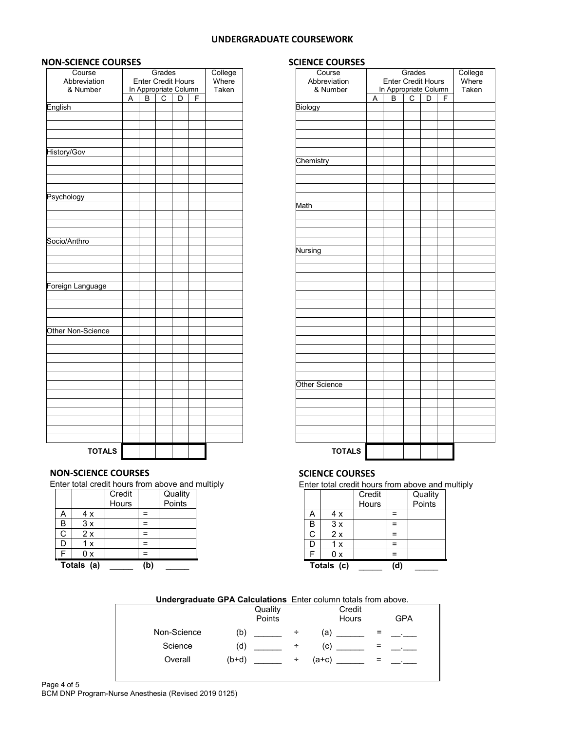## UNDERGRADUATE COURSEWORK

### NON-SCIENCE COURSES

| Course Abbreviation & Number | Grades Enter Credit Hours In Appropriate Column | | | | | College Where Taken |
|---|---|---|---|---|---|---|
| | A | B | C | D | F | |
| English | | | | | | |
| | | | | | | |
| | | | | | | |
| | | | | | | |
| | | | | | | |
| History/Gov | | | | | | |
| | | | | | | |
| | | | | | | |
| | | | | | | |
| | | | | | | |
| Psychology | | | | | | |
| | | | | | | |
| | | | | | | |
| | | | | | | |
| | | | | | | |
| Socio/Anthro | | | | | | |
| | | | | | | |
| | | | | | | |
| | | | | | | |
| | | | | | | |
| Foreign Language | | | | | | |
| | | | | | | |
| | | | | | | |
| | | | | | | |
| | | | | | | |
| Other Non-Science | | | | | | |
| | | | | | | |
| | | | | | | |
| | | | | | | |
| | | | | | | |
| | | | | | | |
| | | | | | | |
| | | | | | | |
| | | | | | | |
| | | | | | | |
| | | | | | | |
| | | | | | | |
| | | | | | | |
| **TOTALS** | | | | | | |

### SCIENCE COURSES

| Course Abbreviation & Number | Grades Enter Credit Hours In Appropriate Column | | | | | College Where Taken |
|---|---|---|---|---|---|---|
| | A | B | C | D | F | |
| Biology | | | | | | |
| | | | | | | |
| | | | | | | |
| | | | | | | |
| | | | | | | |
| | | | | | | |
| Chemistry | | | | | | |
| | | | | | | |
| | | | | | | |
| | | | | | | |
| | | | | | | |
| Math | | | | | | |
| | | | | | | |
| | | | | | | |
| | | | | | | |
| | | | | | | |
| Nursing | | | | | | |
| | | | | | | |
| | | | | | | |
| | | | | | | |
| | | | | | | |
| | | | | | | |
| | | | | | | |
| | | | | | | |
| | | | | | | |
| | | | | | | |
| | | | | | | |
| | | | | | | |
| | | | | | | |
| | | | | | | |
| | | | | | | |
| Other Science | | | | | | |
| | | | | | | |
| | | | | | | |
| | | | | | | |
| | | | | | | |
| | | | | | | |
| | | | | | | |
| **TOTALS** | | | | | | |

### NON-SCIENCE COURSES

Enter total credit hours from above and multiply

| | | Credit Hours | | Quality Points |
|---|---|---|---|---|
| A | 4 x | | = | |
| B | 3 x | | = | |
| C | 2 x | | = | |
| D | 1 x | | = | |
| F | 0 x | | = | |
| **Totals (a)** | | _____ | **(b)** | _____ |

### SCIENCE COURSES

Enter total credit hours from above and multiply

| | | Credit Hours | | Quality Points |
|---|---|---|---|---|
| A | 4 x | | = | |
| B | 3 x | | = | |
| C | 2 x | | = | |
| D | 1 x | | = | |
| F | 0 x | | = | |
| **Totals (c)** | | _____ | **(d)** | _____ |

**Undergraduate GPA Calculations** Enter column totals from above.

| | | Quality Points | | | Credit Hours | | GPA |
|---|---|---|---|---|---|---|---|
| Non-Science | (b) | ______ | ÷ | (a) | ______ | = | __.___ |
| Science | (d) | ______ | ÷ | (c) | ______ | = | __.___ |
| Overall | (b+d) | ______ | ÷ | (a+c) | ______ | = | __.___ |

BCM DNP Program-Nurse Anesthesia (Revised 2019 0125)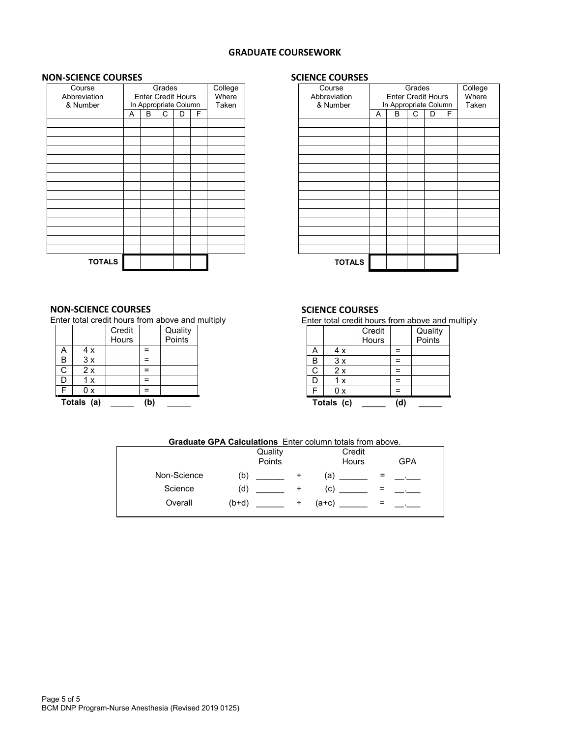## GRADUATE COURSEWORK

### NON-SCIENCE COURSES

| Course Abbreviation & Number | Grades Enter Credit Hours In Appropriate Column | | | | | College Where Taken |
|---|---|---|---|---|---|---|
| | A | B | C | D | F | |
| | | | | | | |
| | | | | | | |
| | | | | | | |
| | | | | | | |
| | | | | | | |
| | | | | | | |
| | | | | | | |
| | | | | | | |
| | | | | | | |
| | | | | | | |
| | | | | | | |
| | | | | | | |
| | | | | | | |
| | | | | | | |
| | | | | | | |
| **TOTALS** | | | | | | |

### SCIENCE COURSES

| Course Abbreviation & Number | Grades Enter Credit Hours In Appropriate Column | | | | | College Where Taken |
|---|---|---|---|---|---|---|
| | A | B | C | D | F | |
| | | | | | | |
| | | | | | | |
| | | | | | | |
| | | | | | | |
| | | | | | | |
| | | | | | | |
| | | | | | | |
| | | | | | | |
| | | | | | | |
| | | | | | | |
| | | | | | | |
| | | | | | | |
| | | | | | | |
| | | | | | | |
| | | | | | | |
| **TOTALS** | | | | | | |

### NON-SCIENCE COURSES

Enter total credit hours from above and multiply

| | | Credit Hours | | Quality Points |
|---|---|---|---|---|
| A | 4 x | | = | |
| B | 3 x | | = | |
| C | 2 x | | = | |
| D | 1 x | | = | |
| F | 0 x | | = | |
| **Totals** | **(a)** | _____ | **(b)** | _____ |

### SCIENCE COURSES

Enter total credit hours from above and multiply

| | | Credit Hours | | Quality Points |
|---|---|---|---|---|
| A | 4 x | | = | |
| B | 3 x | | = | |
| C | 2 x | | = | |
| D | 1 x | | = | |
| F | 0 x | | = | |
| **Totals** | **(c)** | _____ | **(d)** | _____ |

**Graduate GPA Calculations** Enter column totals from above.

| | Quality Points | | Credit Hours | | GPA |
|---|---|---|---|---|---|
| Non-Science | (b) ______ | ÷ | (a) ______ | = | __.___ |
| Science | (d) ______ | ÷ | (c) ______ | = | __.___ |
| Overall | (b+d) ______ | ÷ | (a+c) ______ | = | __.___ |